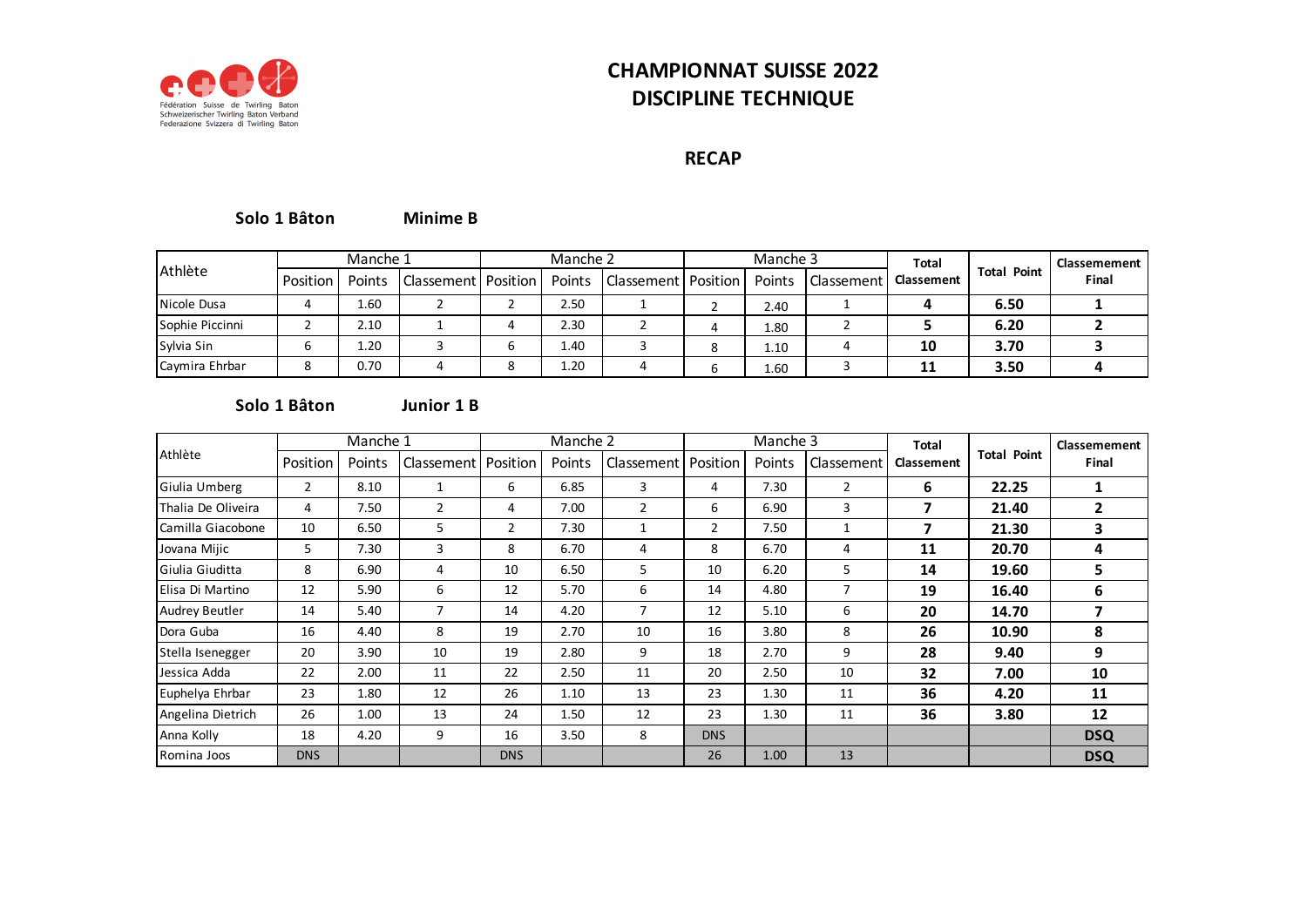Fédération Suisse de Twirling Baton
Schweizerischer Twirling Baton Verband
Federazione Svizzera di Twirling Baton

# CHAMPIONNAT SUISSE 2022
# DISCIPLINE TECHNIQUE

## RECAP

### Solo 1 Bâton — Minime B

| Athlète | Manche 1 | | | Manche 2 | | | Manche 3 | | | Total Classement | Total Point | Classement Final |
|---|---|---|---|---|---|---|---|---|---|---|---|---|
| | Position | Points | Classement | Position | Points | Classement | Position | Points | Classement | | | |
| Nicole Dusa | 4 | 1.60 | 2 | 2 | 2.50 | 1 | 2 | 2.40 | 1 | **4** | **6.50** | **1** |
| Sophie Piccinni | 2 | 2.10 | 1 | 4 | 2.30 | 2 | 4 | 1.80 | 2 | **5** | **6.20** | **2** |
| Sylvia Sin | 6 | 1.20 | 3 | 6 | 1.40 | 3 | 8 | 1.10 | 4 | **10** | **3.70** | **3** |
| Caymira Ehrbar | 8 | 0.70 | 4 | 8 | 1.20 | 4 | 6 | 1.60 | 3 | **11** | **3.50** | **4** |

### Solo 1 Bâton — Junior 1 B

| Athlète | Manche 1 | | | Manche 2 | | | Manche 3 | | | Total Classement | Total Point | Classement Final |
|---|---|---|---|---|---|---|---|---|---|---|---|---|
| | Position | Points | Classement | Position | Points | Classement | Position | Points | Classement | | | |
| Giulia Umberg | 2 | 8.10 | 1 | 6 | 6.85 | 3 | 4 | 7.30 | 2 | **6** | **22.25** | **1** |
| Thalia De Oliveira | 4 | 7.50 | 2 | 4 | 7.00 | 2 | 6 | 6.90 | 3 | **7** | **21.40** | **2** |
| Camilla Giacobone | 10 | 6.50 | 5 | 2 | 7.30 | 1 | 2 | 7.50 | 1 | **7** | **21.30** | **3** |
| Jovana Mijic | 5 | 7.30 | 3 | 8 | 6.70 | 4 | 8 | 6.70 | 4 | **11** | **20.70** | **4** |
| Giulia Giuditta | 8 | 6.90 | 4 | 10 | 6.50 | 5 | 10 | 6.20 | 5 | **14** | **19.60** | **5** |
| Elisa Di Martino | 12 | 5.90 | 6 | 12 | 5.70 | 6 | 14 | 4.80 | 7 | **19** | **16.40** | **6** |
| Audrey Beutler | 14 | 5.40 | 7 | 14 | 4.20 | 7 | 12 | 5.10 | 6 | **20** | **14.70** | **7** |
| Dora Guba | 16 | 4.40 | 8 | 19 | 2.70 | 10 | 16 | 3.80 | 8 | **26** | **10.90** | **8** |
| Stella Isenegger | 20 | 3.90 | 10 | 19 | 2.80 | 9 | 18 | 2.70 | 9 | **28** | **9.40** | **9** |
| Jessica Adda | 22 | 2.00 | 11 | 22 | 2.50 | 11 | 20 | 2.50 | 10 | **32** | **7.00** | **10** |
| Euphelya Ehrbar | 23 | 1.80 | 12 | 26 | 1.10 | 13 | 23 | 1.30 | 11 | **36** | **4.20** | **11** |
| Angelina Dietrich | 26 | 1.00 | 13 | 24 | 1.50 | 12 | 23 | 1.30 | 11 | **36** | **3.80** | **12** |
| Anna Kolly | 18 | 4.20 | 9 | 16 | 3.50 | 8 | DNS | | | | | **DSQ** |
| Romina Joos | DNS | | | DNS | | | 26 | 1.00 | 13 | | | **DSQ** |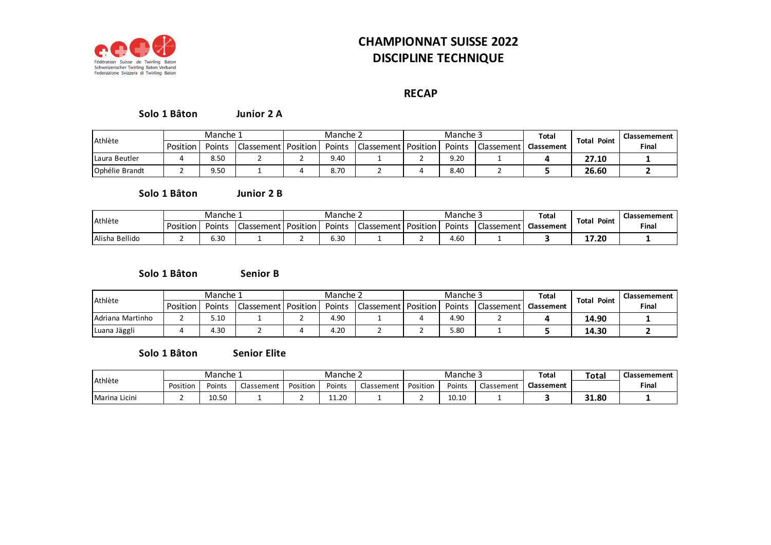Fédération Suisse de Twirling Baton
Schweizerischer Twirling Baton Verband
Federazione Svizzera di Twirling Baton

# CHAMPIONNAT SUISSE 2022
# DISCIPLINE TECHNIQUE

## RECAP

### Solo 1 Bâton — Junior 2 A

| Athlète | Manche 1 | | | Manche 2 | | | Manche 3 | | | Total Classement | Total Point | Classement Final |
|---|---|---|---|---|---|---|---|---|---|---|---|---|
| | Position | Points | Classement | Position | Points | Classement | Position | Points | Classement | | | |
| Laura Beutler | 4 | 8.50 | 2 | 2 | 9.40 | 1 | 2 | 9.20 | 1 | **4** | **27.10** | **1** |
| Ophélie Brandt | 2 | 9.50 | 1 | 4 | 8.70 | 2 | 4 | 8.40 | 2 | **5** | **26.60** | **2** |

### Solo 1 Bâton — Junior 2 B

| Athlète | Manche 1 | | | Manche 2 | | | Manche 3 | | | Total Classement | Total Point | Classement Final |
|---|---|---|---|---|---|---|---|---|---|---|---|---|
| | Position | Points | Classement | Position | Points | Classement | Position | Points | Classement | | | |
| Alisha Bellido | 2 | 6.30 | 1 | 2 | 6.30 | 1 | 2 | 4.60 | 1 | **3** | **17.20** | **1** |

### Solo 1 Bâton — Senior B

| Athlète | Manche 1 | | | Manche 2 | | | Manche 3 | | | Total Classement | Total Point | Classement Final |
|---|---|---|---|---|---|---|---|---|---|---|---|---|
| | Position | Points | Classement | Position | Points | Classement | Position | Points | Classement | | | |
| Adriana Martinho | 2 | 5.10 | 1 | 2 | 4.90 | 1 | 4 | 4.90 | 2 | **4** | **14.90** | **1** |
| Luana Jäggli | 4 | 4.30 | 2 | 4 | 4.20 | 2 | 2 | 5.80 | 1 | **5** | **14.30** | **2** |

### Solo 1 Bâton — Senior Elite

| Athlète | Manche 1 | | | Manche 2 | | | Manche 3 | | | Total Classement | Total | Classement Final |
|---|---|---|---|---|---|---|---|---|---|---|---|---|
| | Position | Points | Classement | Position | Points | Classement | Position | Points | Classement | | | |
| Marina Licini | 2 | 10.50 | 1 | 2 | 11.20 | 1 | 2 | 10.10 | 1 | **3** | **31.80** | **1** |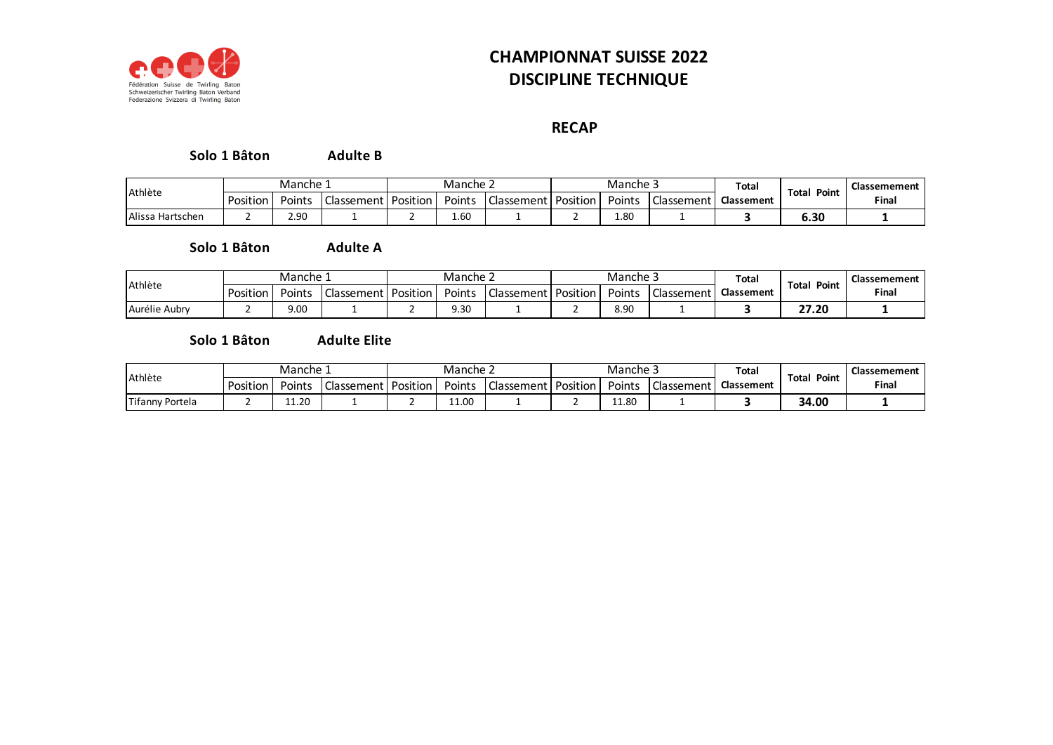Fédération Suisse de Twirling Baton
Schweizerischer Twirling Baton Verband
Federazione Svizzera di Twirling Baton

# CHAMPIONNAT SUISSE 2022
# DISCIPLINE TECHNIQUE

## RECAP

### Solo 1 Bâton Adulte B

| Athlète | Manche 1 | | | Manche 2 | | | Manche 3 | | | Total Classement | Total Point | Classement Final |
|---|---|---|---|---|---|---|---|---|---|---|---|---|
| | Position | Points | Classement | Position | Points | Classement | Position | Points | Classement | | | |
| Alissa Hartschen | 2 | 2.90 | 1 | 2 | 1.60 | 1 | 2 | 1.80 | 1 | **3** | **6.30** | **1** |

### Solo 1 Bâton Adulte A

| Athlète | Manche 1 | | | Manche 2 | | | Manche 3 | | | Total Classement | Total Point | Classement Final |
|---|---|---|---|---|---|---|---|---|---|---|---|---|
| | Position | Points | Classement | Position | Points | Classement | Position | Points | Classement | | | |
| Aurélie Aubry | 2 | 9.00 | 1 | 2 | 9.30 | 1 | 2 | 8.90 | 1 | **3** | **27.20** | **1** |

### Solo 1 Bâton Adulte Elite

| Athlète | Manche 1 | | | Manche 2 | | | Manche 3 | | | Total Classement | Total Point | Classement Final |
|---|---|---|---|---|---|---|---|---|---|---|---|---|
| | Position | Points | Classement | Position | Points | Classement | Position | Points | Classement | | | |
| Tifanny Portela | 2 | 11.20 | 1 | 2 | 11.00 | 1 | 2 | 11.80 | 1 | **3** | **34.00** | **1** |